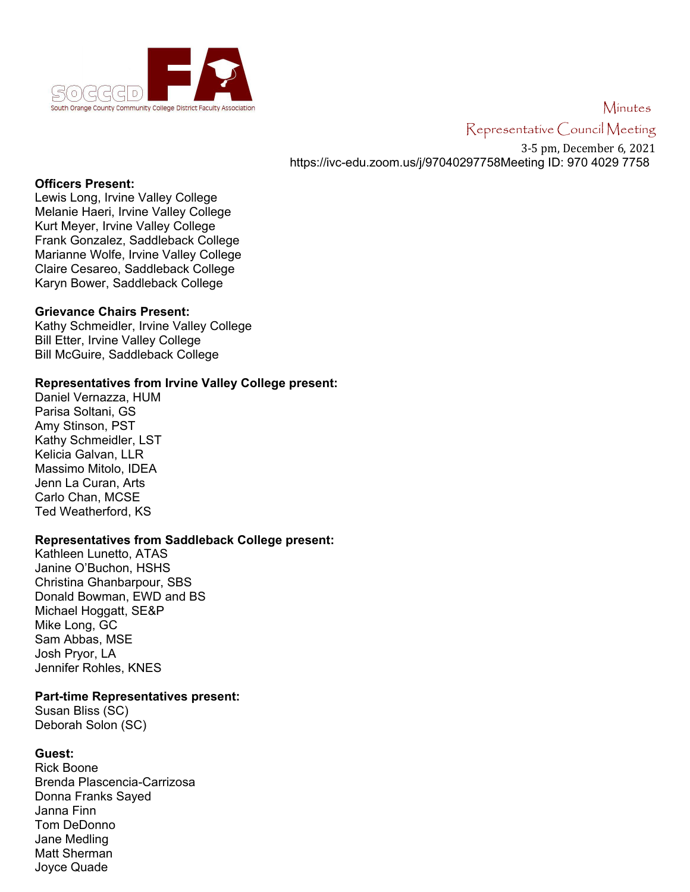SOCCCD FA

South Orange County Community College District Faculty Association

Minutes

Representative Council Meeting

3-5 pm, December 6, 2021

https://ivc-edu.zoom.us/j/97040297758Meeting ID: 970 4029 7758

**Officers Present:**
Lewis Long, Irvine Valley College
Melanie Haeri, Irvine Valley College
Kurt Meyer, Irvine Valley College
Frank Gonzalez, Saddleback College
Marianne Wolfe, Irvine Valley College
Claire Cesareo, Saddleback College
Karyn Bower, Saddleback College

**Grievance Chairs Present:**
Kathy Schmeidler, Irvine Valley College
Bill Etter, Irvine Valley College
Bill McGuire, Saddleback College

**Representatives from Irvine Valley College present:**
Daniel Vernazza, HUM
Parisa Soltani, GS
Amy Stinson, PST
Kathy Schmeidler, LST
Kelicia Galvan, LLR
Massimo Mitolo, IDEA
Jenn La Curan, Arts
Carlo Chan, MCSE
Ted Weatherford, KS

**Representatives from Saddleback College present:**
Kathleen Lunetto, ATAS
Janine O'Buchon, HSHS
Christina Ghanbarpour, SBS
Donald Bowman, EWD and BS
Michael Hoggatt, SE&P
Mike Long, GC
Sam Abbas, MSE
Josh Pryor, LA
Jennifer Rohles, KNES

**Part-time Representatives present:**
Susan Bliss (SC)
Deborah Solon (SC)

**Guest:**
Rick Boone
Brenda Plascencia-Carrizosa
Donna Franks Sayed
Janna Finn
Tom DeDonno
Jane Medling
Matt Sherman
Joyce Quade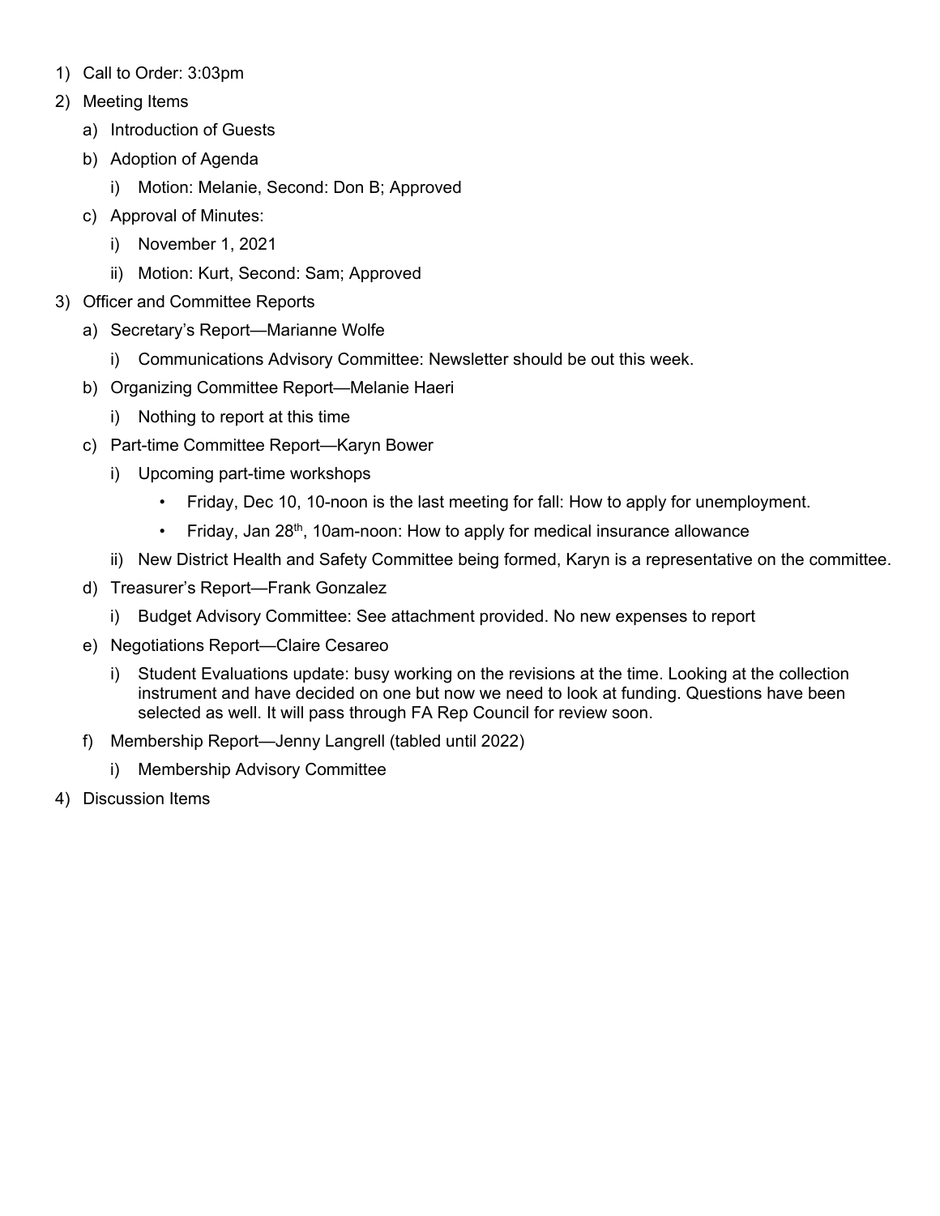1) Call to Order: 3:03pm
2) Meeting Items
   a) Introduction of Guests
   b) Adoption of Agenda
      i) Motion: Melanie, Second: Don B; Approved
   c) Approval of Minutes:
      i) November 1, 2021
      ii) Motion: Kurt, Second: Sam; Approved
3) Officer and Committee Reports
   a) Secretary's Report—Marianne Wolfe
      i) Communications Advisory Committee: Newsletter should be out this week.
   b) Organizing Committee Report—Melanie Haeri
      i) Nothing to report at this time
   c) Part-time Committee Report—Karyn Bower
      i) Upcoming part-time workshops
         - Friday, Dec 10, 10-noon is the last meeting for fall: How to apply for unemployment.
         - Friday, Jan 28th, 10am-noon: How to apply for medical insurance allowance
      ii) New District Health and Safety Committee being formed, Karyn is a representative on the committee.
   d) Treasurer's Report—Frank Gonzalez
      i) Budget Advisory Committee: See attachment provided. No new expenses to report
   e) Negotiations Report—Claire Cesareo
      i) Student Evaluations update: busy working on the revisions at the time. Looking at the collection instrument and have decided on one but now we need to look at funding. Questions have been selected as well. It will pass through FA Rep Council for review soon.
   f) Membership Report—Jenny Langrell (tabled until 2022)
      i) Membership Advisory Committee
4) Discussion Items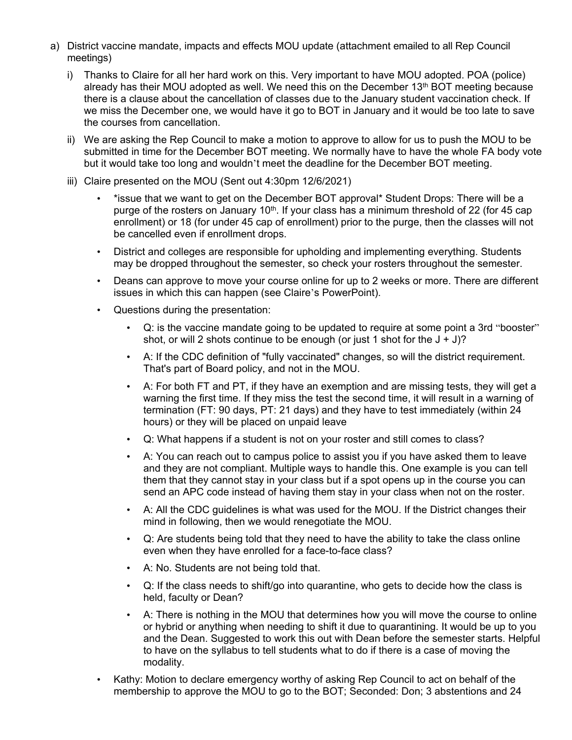a) District vaccine mandate, impacts and effects MOU update (attachment emailed to all Rep Council meetings)

   i) Thanks to Claire for all her hard work on this. Very important to have MOU adopted. POA (police) already has their MOU adopted as well. We need this on the December 13th BOT meeting because there is a clause about the cancellation of classes due to the January student vaccination check. If we miss the December one, we would have it go to BOT in January and it would be too late to save the courses from cancellation.

   ii) We are asking the Rep Council to make a motion to approve to allow for us to push the MOU to be submitted in time for the December BOT meeting. We normally have to have the whole FA body vote but it would take too long and wouldn't meet the deadline for the December BOT meeting.

   iii) Claire presented on the MOU (Sent out 4:30pm 12/6/2021)

      - *issue that we want to get on the December BOT approval* Student Drops: There will be a purge of the rosters on January 10th. If your class has a minimum threshold of 22 (for 45 cap enrollment) or 18 (for under 45 cap of enrollment) prior to the purge, then the classes will not be cancelled even if enrollment drops.
      - District and colleges are responsible for upholding and implementing everything. Students may be dropped throughout the semester, so check your rosters throughout the semester.
      - Deans can approve to move your course online for up to 2 weeks or more. There are different issues in which this can happen (see Claire's PowerPoint).
      - Questions during the presentation:
         - Q: is the vaccine mandate going to be updated to require at some point a 3rd "booster" shot, or will 2 shots continue to be enough (or just 1 shot for the J + J)?
         - A: If the CDC definition of "fully vaccinated" changes, so will the district requirement. That's part of Board policy, and not in the MOU.
         - A: For both FT and PT, if they have an exemption and are missing tests, they will get a warning the first time. If they miss the test the second time, it will result in a warning of termination (FT: 90 days, PT: 21 days) and they have to test immediately (within 24 hours) or they will be placed on unpaid leave
         - Q: What happens if a student is not on your roster and still comes to class?
         - A: You can reach out to campus police to assist you if you have asked them to leave and they are not compliant. Multiple ways to handle this. One example is you can tell them that they cannot stay in your class but if a spot opens up in the course you can send an APC code instead of having them stay in your class when not on the roster.
         - A: All the CDC guidelines is what was used for the MOU. If the District changes their mind in following, then we would renegotiate the MOU.
         - Q: Are students being told that they need to have the ability to take the class online even when they have enrolled for a face-to-face class?
         - A: No. Students are not being told that.
         - Q: If the class needs to shift/go into quarantine, who gets to decide how the class is held, faculty or Dean?
         - A: There is nothing in the MOU that determines how you will move the course to online or hybrid or anything when needing to shift it due to quarantining. It would be up to you and the Dean. Suggested to work this out with Dean before the semester starts. Helpful to have on the syllabus to tell students what to do if there is a case of moving the modality.
      - Kathy: Motion to declare emergency worthy of asking Rep Council to act on behalf of the membership to approve the MOU to go to the BOT; Seconded: Don; 3 abstentions and 24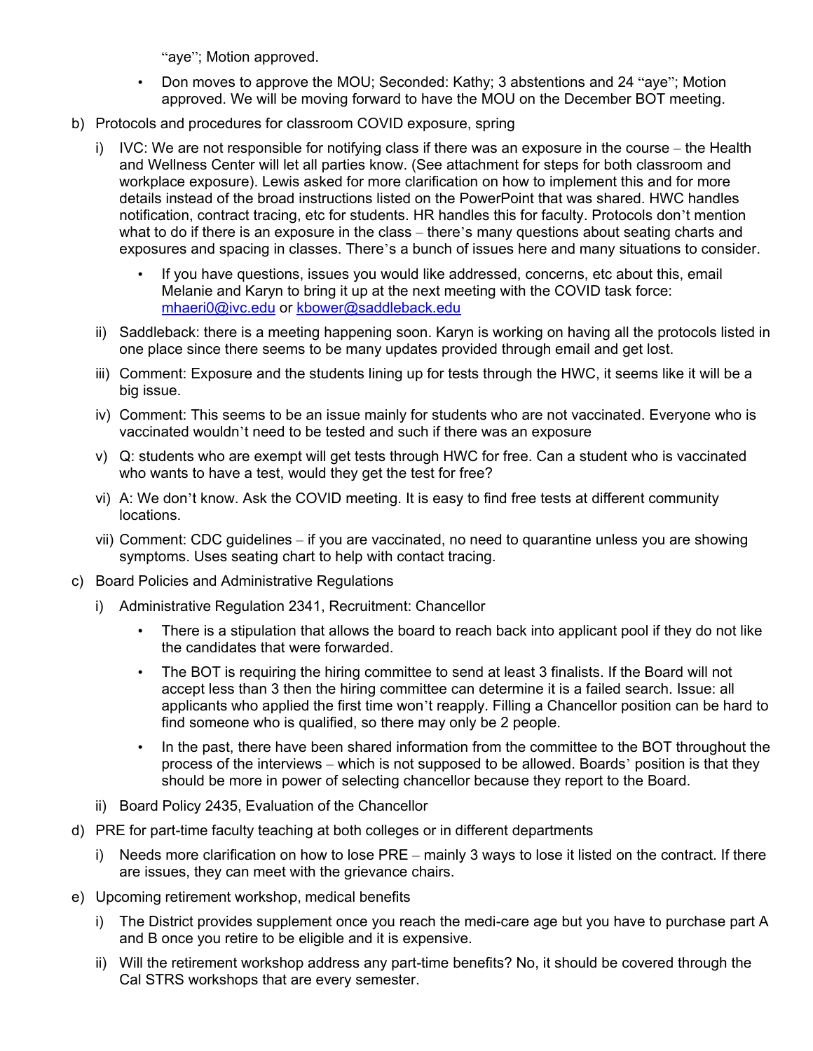"aye"; Motion approved.

- Don moves to approve the MOU; Seconded: Kathy; 3 abstentions and 24 "aye"; Motion approved. We will be moving forward to have the MOU on the December BOT meeting.

b) Protocols and procedures for classroom COVID exposure, spring

   i) IVC: We are not responsible for notifying class if there was an exposure in the course – the Health and Wellness Center will let all parties know. (See attachment for steps for both classroom and workplace exposure). Lewis asked for more clarification on how to implement this and for more details instead of the broad instructions listed on the PowerPoint that was shared. HWC handles notification, contract tracing, etc for students. HR handles this for faculty. Protocols don't mention what to do if there is an exposure in the class – there's many questions about seating charts and exposures and spacing in classes. There's a bunch of issues here and many situations to consider.

      - If you have questions, issues you would like addressed, concerns, etc about this, email Melanie and Karyn to bring it up at the next meeting with the COVID task force: mhaeri0@ivc.edu or kbower@saddleback.edu

   ii) Saddleback: there is a meeting happening soon. Karyn is working on having all the protocols listed in one place since there seems to be many updates provided through email and get lost.

   iii) Comment: Exposure and the students lining up for tests through the HWC, it seems like it will be a big issue.

   iv) Comment: This seems to be an issue mainly for students who are not vaccinated. Everyone who is vaccinated wouldn't need to be tested and such if there was an exposure

   v) Q: students who are exempt will get tests through HWC for free. Can a student who is vaccinated who wants to have a test, would they get the test for free?

   vi) A: We don't know. Ask the COVID meeting. It is easy to find free tests at different community locations.

   vii) Comment: CDC guidelines – if you are vaccinated, no need to quarantine unless you are showing symptoms. Uses seating chart to help with contact tracing.

c) Board Policies and Administrative Regulations

   i) Administrative Regulation 2341, Recruitment: Chancellor

      - There is a stipulation that allows the board to reach back into applicant pool if they do not like the candidates that were forwarded.
      - The BOT is requiring the hiring committee to send at least 3 finalists. If the Board will not accept less than 3 then the hiring committee can determine it is a failed search. Issue: all applicants who applied the first time won't reapply. Filling a Chancellor position can be hard to find someone who is qualified, so there may only be 2 people.
      - In the past, there have been shared information from the committee to the BOT throughout the process of the interviews – which is not supposed to be allowed. Boards' position is that they should be more in power of selecting chancellor because they report to the Board.

   ii) Board Policy 2435, Evaluation of the Chancellor

d) PRE for part-time faculty teaching at both colleges or in different departments

   i) Needs more clarification on how to lose PRE – mainly 3 ways to lose it listed on the contract. If there are issues, they can meet with the grievance chairs.

e) Upcoming retirement workshop, medical benefits

   i) The District provides supplement once you reach the medi-care age but you have to purchase part A and B once you retire to be eligible and it is expensive.

   ii) Will the retirement workshop address any part-time benefits? No, it should be covered through the Cal STRS workshops that are every semester.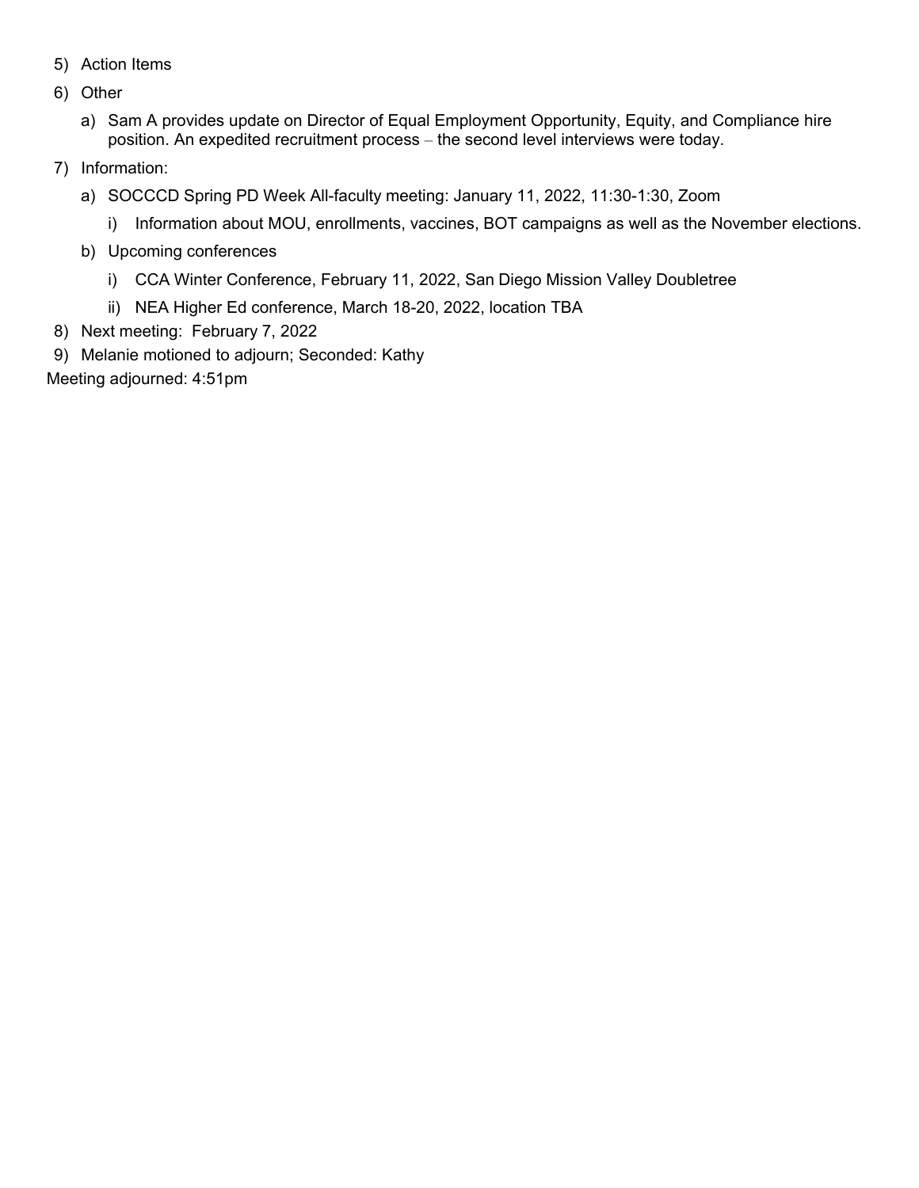5) Action Items

6) Other

   a) Sam A provides update on Director of Equal Employment Opportunity, Equity, and Compliance hire position. An expedited recruitment process – the second level interviews were today.

7) Information:

   a) SOCCCD Spring PD Week All-faculty meeting: January 11, 2022, 11:30-1:30, Zoom

      i) Information about MOU, enrollments, vaccines, BOT campaigns as well as the November elections.

   b) Upcoming conferences

      i) CCA Winter Conference, February 11, 2022, San Diego Mission Valley Doubletree

      ii) NEA Higher Ed conference, March 18-20, 2022, location TBA

8) Next meeting: February 7, 2022

9) Melanie motioned to adjourn; Seconded: Kathy

Meeting adjourned: 4:51pm